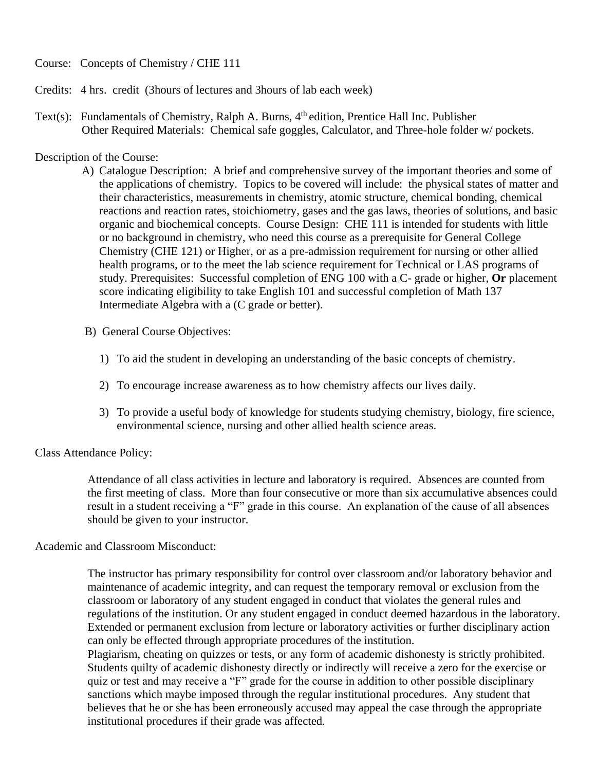Course: Concepts of Chemistry / CHE 111

Credits: 4 hrs. credit (3hours of lectures and 3hours of lab each week)

Text(s): Fundamentals of Chemistry, Ralph A. Burns, 4th edition, Prentice Hall Inc. Publisher
Other Required Materials: Chemical safe goggles, Calculator, and Three-hole folder w/ pockets.

Description of the Course:

A) Catalogue Description: A brief and comprehensive survey of the important theories and some of the applications of chemistry. Topics to be covered will include: the physical states of matter and their characteristics, measurements in chemistry, atomic structure, chemical bonding, chemical reactions and reaction rates, stoichiometry, gases and the gas laws, theories of solutions, and basic organic and biochemical concepts. Course Design: CHE 111 is intended for students with little or no background in chemistry, who need this course as a prerequisite for General College Chemistry (CHE 121) or Higher, or as a pre-admission requirement for nursing or other allied health programs, or to the meet the lab science requirement for Technical or LAS programs of study. Prerequisites: Successful completion of ENG 100 with a C- grade or higher, **Or** placement score indicating eligibility to take English 101 and successful completion of Math 137 Intermediate Algebra with a (C grade or better).

B) General Course Objectives:

1) To aid the student in developing an understanding of the basic concepts of chemistry.

2) To encourage increase awareness as to how chemistry affects our lives daily.

3) To provide a useful body of knowledge for students studying chemistry, biology, fire science, environmental science, nursing and other allied health science areas.

Class Attendance Policy:

Attendance of all class activities in lecture and laboratory is required. Absences are counted from the first meeting of class. More than four consecutive or more than six accumulative absences could result in a student receiving a "F" grade in this course. An explanation of the cause of all absences should be given to your instructor.

Academic and Classroom Misconduct:

The instructor has primary responsibility for control over classroom and/or laboratory behavior and maintenance of academic integrity, and can request the temporary removal or exclusion from the classroom or laboratory of any student engaged in conduct that violates the general rules and regulations of the institution. Or any student engaged in conduct deemed hazardous in the laboratory. Extended or permanent exclusion from lecture or laboratory activities or further disciplinary action can only be effected through appropriate procedures of the institution.
Plagiarism, cheating on quizzes or tests, or any form of academic dishonesty is strictly prohibited. Students quilty of academic dishonesty directly or indirectly will receive a zero for the exercise or quiz or test and may receive a "F" grade for the course in addition to other possible disciplinary sanctions which maybe imposed through the regular institutional procedures. Any student that believes that he or she has been erroneously accused may appeal the case through the appropriate institutional procedures if their grade was affected.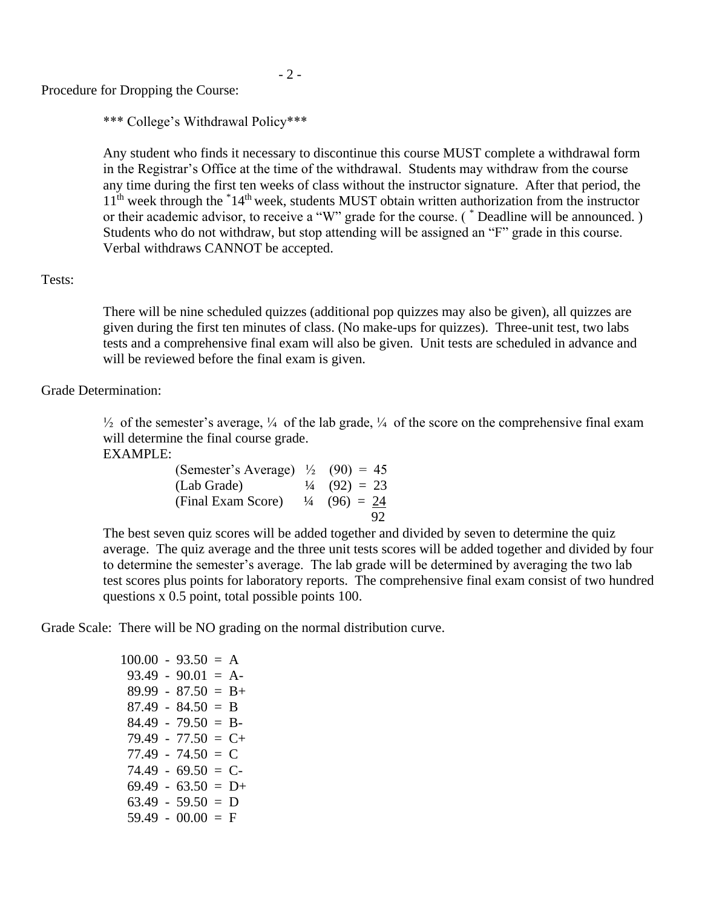Procedure for Dropping the Course:

*** College's Withdrawal Policy***

Any student who finds it necessary to discontinue this course MUST complete a withdrawal form in the Registrar's Office at the time of the withdrawal. Students may withdraw from the course any time during the first ten weeks of class without the instructor signature. After that period, the 11th week through the *14th week, students MUST obtain written authorization from the instructor or their academic advisor, to receive a "W" grade for the course. ( * Deadline will be announced. ) Students who do not withdraw, but stop attending will be assigned an "F" grade in this course. Verbal withdraws CANNOT be accepted.

Tests:

There will be nine scheduled quizzes (additional pop quizzes may also be given), all quizzes are given during the first ten minutes of class. (No make-ups for quizzes). Three-unit test, two labs tests and a comprehensive final exam will also be given. Unit tests are scheduled in advance and will be reviewed before the final exam is given.

Grade Determination:

½ of the semester's average, ¼ of the lab grade, ¼ of the score on the comprehensive final exam will determine the final course grade.

EXAMPLE:

| | | | | |
|---|---|---|---|---|
| (Semester's Average) | ½ | (90) | = | 45 |
| (Lab Grade) | ¼ | (92) | = | 23 |
| (Final Exam Score) | ¼ | (96) | = | 24 |
| | | | | 92 |

The best seven quiz scores will be added together and divided by seven to determine the quiz average. The quiz average and the three unit tests scores will be added together and divided by four to determine the semester's average. The lab grade will be determined by averaging the two lab test scores plus points for laboratory reports. The comprehensive final exam consist of two hundred questions x 0.5 point, total possible points 100.

Grade Scale: There will be NO grading on the normal distribution curve.

100.00 - 93.50 = A
93.49 - 90.01 = A-
89.99 - 87.50 = B+
87.49 - 84.50 = B
84.49 - 79.50 = B-
79.49 - 77.50 = C+
77.49 - 74.50 = C
74.49 - 69.50 = C-
69.49 - 63.50 = D+
63.49 - 59.50 = D
59.49 - 00.00 = F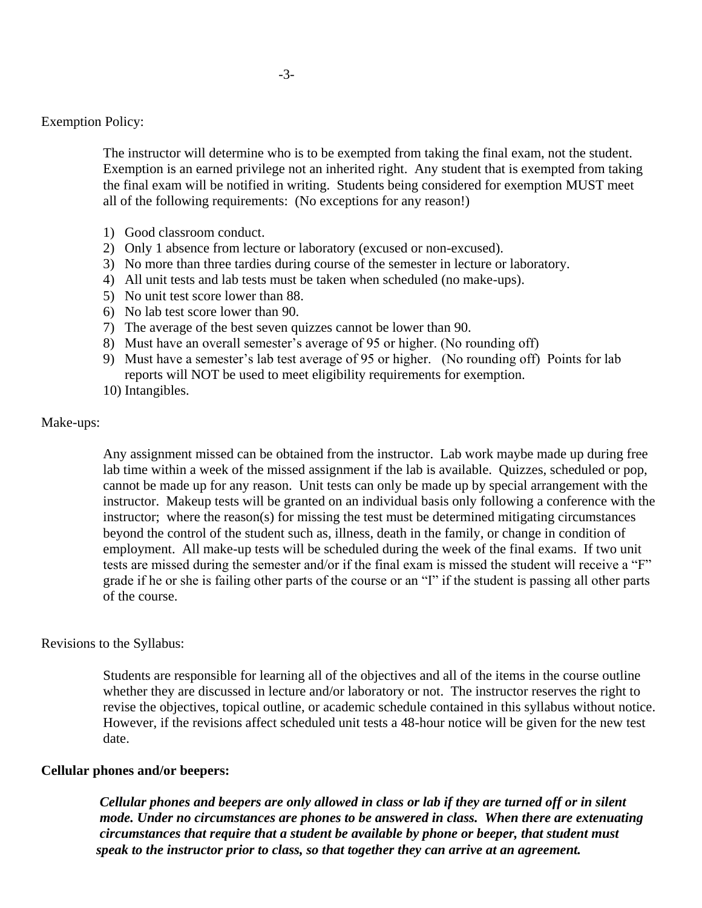Exemption Policy:

The instructor will determine who is to be exempted from taking the final exam, not the student. Exemption is an earned privilege not an inherited right. Any student that is exempted from taking the final exam will be notified in writing. Students being considered for exemption MUST meet all of the following requirements: (No exceptions for any reason!)

1) Good classroom conduct.
2) Only 1 absence from lecture or laboratory (excused or non-excused).
3) No more than three tardies during course of the semester in lecture or laboratory.
4) All unit tests and lab tests must be taken when scheduled (no make-ups).
5) No unit test score lower than 88.
6) No lab test score lower than 90.
7) The average of the best seven quizzes cannot be lower than 90.
8) Must have an overall semester's average of 95 or higher. (No rounding off)
9) Must have a semester's lab test average of 95 or higher. (No rounding off) Points for lab reports will NOT be used to meet eligibility requirements for exemption.
10) Intangibles.

Make-ups:

Any assignment missed can be obtained from the instructor. Lab work maybe made up during free lab time within a week of the missed assignment if the lab is available. Quizzes, scheduled or pop, cannot be made up for any reason. Unit tests can only be made up by special arrangement with the instructor. Makeup tests will be granted on an individual basis only following a conference with the instructor; where the reason(s) for missing the test must be determined mitigating circumstances beyond the control of the student such as, illness, death in the family, or change in condition of employment. All make-up tests will be scheduled during the week of the final exams. If two unit tests are missed during the semester and/or if the final exam is missed the student will receive a "F" grade if he or she is failing other parts of the course or an "I" if the student is passing all other parts of the course.

Revisions to the Syllabus:

Students are responsible for learning all of the objectives and all of the items in the course outline whether they are discussed in lecture and/or laboratory or not. The instructor reserves the right to revise the objectives, topical outline, or academic schedule contained in this syllabus without notice. However, if the revisions affect scheduled unit tests a 48-hour notice will be given for the new test date.

**Cellular phones and/or beepers:**

***Cellular phones and beepers are only allowed in class or lab if they are turned off or in silent mode. Under no circumstances are phones to be answered in class. When there are extenuating circumstances that require that a student be available by phone or beeper, that student must speak to the instructor prior to class, so that together they can arrive at an agreement.***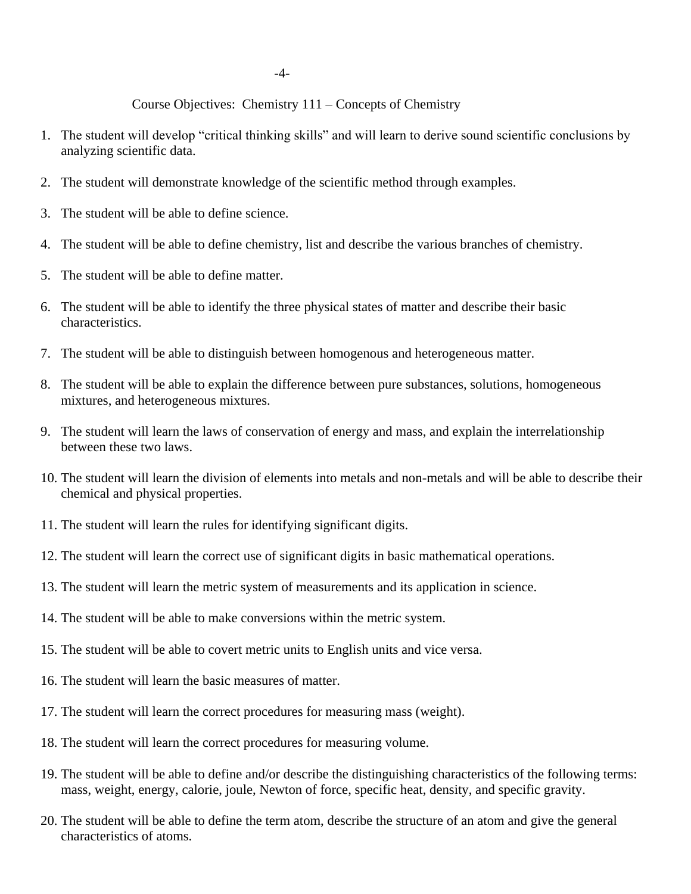## Course Objectives: Chemistry 111 – Concepts of Chemistry

1. The student will develop "critical thinking skills" and will learn to derive sound scientific conclusions by analyzing scientific data.
2. The student will demonstrate knowledge of the scientific method through examples.
3. The student will be able to define science.
4. The student will be able to define chemistry, list and describe the various branches of chemistry.
5. The student will be able to define matter.
6. The student will be able to identify the three physical states of matter and describe their basic characteristics.
7. The student will be able to distinguish between homogenous and heterogeneous matter.
8. The student will be able to explain the difference between pure substances, solutions, homogeneous mixtures, and heterogeneous mixtures.
9. The student will learn the laws of conservation of energy and mass, and explain the interrelationship between these two laws.
10. The student will learn the division of elements into metals and non-metals and will be able to describe their chemical and physical properties.
11. The student will learn the rules for identifying significant digits.
12. The student will learn the correct use of significant digits in basic mathematical operations.
13. The student will learn the metric system of measurements and its application in science.
14. The student will be able to make conversions within the metric system.
15. The student will be able to covert metric units to English units and vice versa.
16. The student will learn the basic measures of matter.
17. The student will learn the correct procedures for measuring mass (weight).
18. The student will learn the correct procedures for measuring volume.
19. The student will be able to define and/or describe the distinguishing characteristics of the following terms: mass, weight, energy, calorie, joule, Newton of force, specific heat, density, and specific gravity.
20. The student will be able to define the term atom, describe the structure of an atom and give the general characteristics of atoms.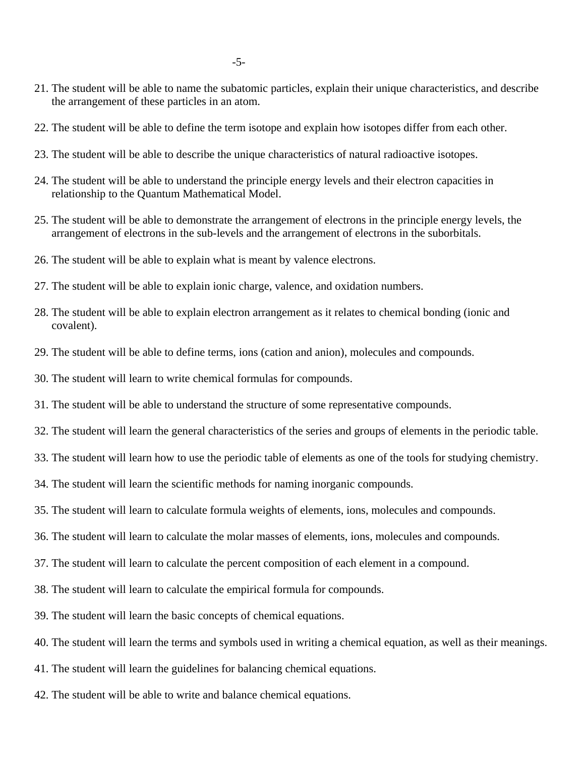21. The student will be able to name the subatomic particles, explain their unique characteristics, and describe the arrangement of these particles in an atom.

22. The student will be able to define the term isotope and explain how isotopes differ from each other.

23. The student will be able to describe the unique characteristics of natural radioactive isotopes.

24. The student will be able to understand the principle energy levels and their electron capacities in relationship to the Quantum Mathematical Model.

25. The student will be able to demonstrate the arrangement of electrons in the principle energy levels, the arrangement of electrons in the sub-levels and the arrangement of electrons in the suborbitals.

26. The student will be able to explain what is meant by valence electrons.

27. The student will be able to explain ionic charge, valence, and oxidation numbers.

28. The student will be able to explain electron arrangement as it relates to chemical bonding (ionic and covalent).

29. The student will be able to define terms, ions (cation and anion), molecules and compounds.

30. The student will learn to write chemical formulas for compounds.

31. The student will be able to understand the structure of some representative compounds.

32. The student will learn the general characteristics of the series and groups of elements in the periodic table.

33. The student will learn how to use the periodic table of elements as one of the tools for studying chemistry.

34. The student will learn the scientific methods for naming inorganic compounds.

35. The student will learn to calculate formula weights of elements, ions, molecules and compounds.

36. The student will learn to calculate the molar masses of elements, ions, molecules and compounds.

37. The student will learn to calculate the percent composition of each element in a compound.

38. The student will learn to calculate the empirical formula for compounds.

39. The student will learn the basic concepts of chemical equations.

40. The student will learn the terms and symbols used in writing a chemical equation, as well as their meanings.

41. The student will learn the guidelines for balancing chemical equations.

42. The student will be able to write and balance chemical equations.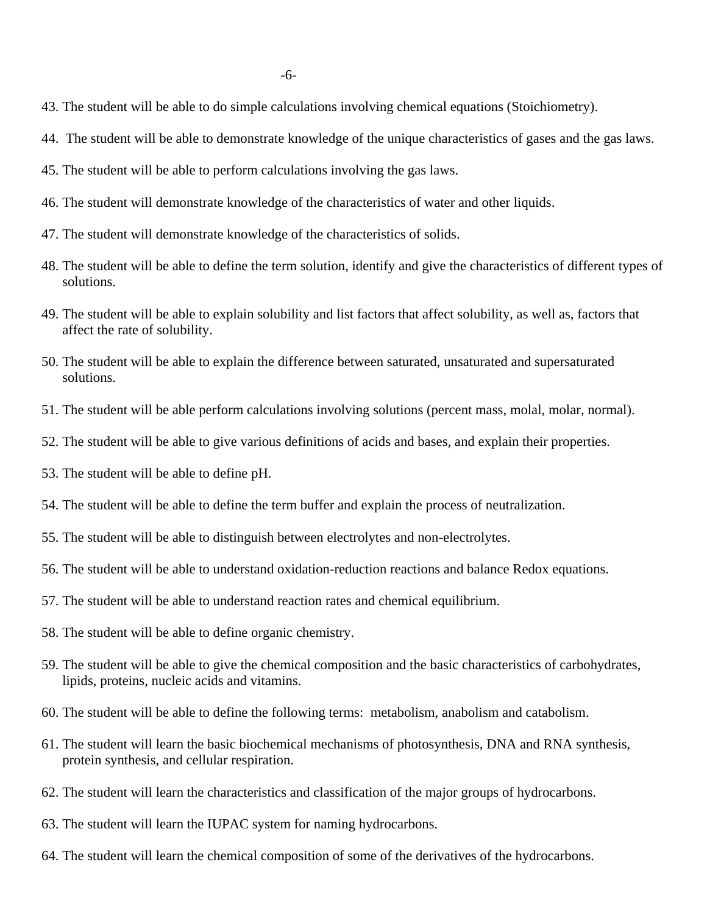43. The student will be able to do simple calculations involving chemical equations (Stoichiometry).

44. The student will be able to demonstrate knowledge of the unique characteristics of gases and the gas laws.

45. The student will be able to perform calculations involving the gas laws.

46. The student will demonstrate knowledge of the characteristics of water and other liquids.

47. The student will demonstrate knowledge of the characteristics of solids.

48. The student will be able to define the term solution, identify and give the characteristics of different types of solutions.

49. The student will be able to explain solubility and list factors that affect solubility, as well as, factors that affect the rate of solubility.

50. The student will be able to explain the difference between saturated, unsaturated and supersaturated solutions.

51. The student will be able perform calculations involving solutions (percent mass, molal, molar, normal).

52. The student will be able to give various definitions of acids and bases, and explain their properties.

53. The student will be able to define pH.

54. The student will be able to define the term buffer and explain the process of neutralization.

55. The student will be able to distinguish between electrolytes and non-electrolytes.

56. The student will be able to understand oxidation-reduction reactions and balance Redox equations.

57. The student will be able to understand reaction rates and chemical equilibrium.

58. The student will be able to define organic chemistry.

59. The student will be able to give the chemical composition and the basic characteristics of carbohydrates, lipids, proteins, nucleic acids and vitamins.

60. The student will be able to define the following terms: metabolism, anabolism and catabolism.

61. The student will learn the basic biochemical mechanisms of photosynthesis, DNA and RNA synthesis, protein synthesis, and cellular respiration.

62. The student will learn the characteristics and classification of the major groups of hydrocarbons.

63. The student will learn the IUPAC system for naming hydrocarbons.

64. The student will learn the chemical composition of some of the derivatives of the hydrocarbons.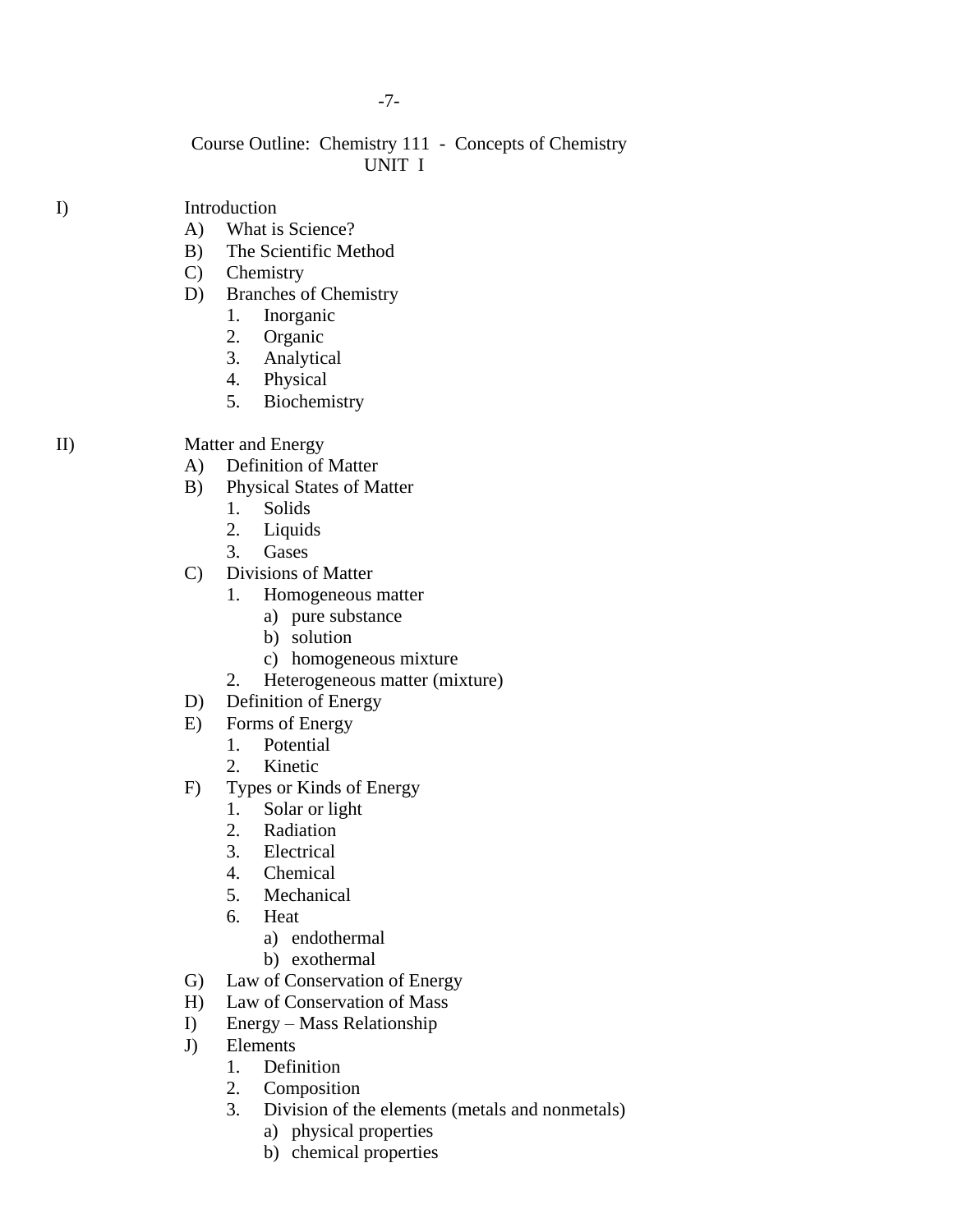Course Outline: Chemistry 111 - Concepts of Chemistry

UNIT I

I) Introduction
- A) What is Science?
- B) The Scientific Method
- C) Chemistry
- D) Branches of Chemistry
    1. Inorganic
    2. Organic
    3. Analytical
    4. Physical
    5. Biochemistry

II) Matter and Energy
- A) Definition of Matter
- B) Physical States of Matter
    1. Solids
    2. Liquids
    3. Gases
- C) Divisions of Matter
    1. Homogeneous matter
        - a) pure substance
        - b) solution
        - c) homogeneous mixture
    2. Heterogeneous matter (mixture)
- D) Definition of Energy
- E) Forms of Energy
    1. Potential
    2. Kinetic
- F) Types or Kinds of Energy
    1. Solar or light
    2. Radiation
    3. Electrical
    4. Chemical
    5. Mechanical
    6. Heat
        - a) endothermal
        - b) exothermal
- G) Law of Conservation of Energy
- H) Law of Conservation of Mass
- I) Energy – Mass Relationship
- J) Elements
    1. Definition
    2. Composition
    3. Division of the elements (metals and nonmetals)
        - a) physical properties
        - b) chemical properties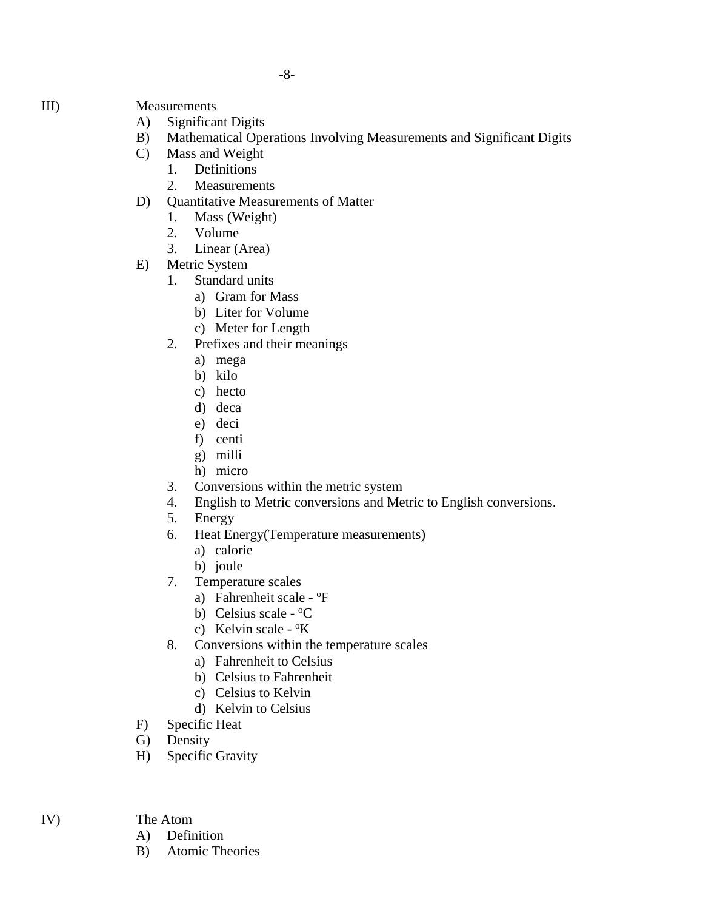III) Measurements

- A) Significant Digits
- B) Mathematical Operations Involving Measurements and Significant Digits
- C) Mass and Weight
  1. Definitions
  2. Measurements
- D) Quantitative Measurements of Matter
  1. Mass (Weight)
  2. Volume
  3. Linear (Area)
- E) Metric System
  1. Standard units
     - a) Gram for Mass
     - b) Liter for Volume
     - c) Meter for Length
  2. Prefixes and their meanings
     - a) mega
     - b) kilo
     - c) hecto
     - d) deca
     - e) deci
     - f) centi
     - g) milli
     - h) micro
  3. Conversions within the metric system
  4. English to Metric conversions and Metric to English conversions.
  5. Energy
  6. Heat Energy(Temperature measurements)
     - a) calorie
     - b) joule
  7. Temperature scales
     - a) Fahrenheit scale - $^oF$
     - b) Celsius scale - $^oC$
     - c) Kelvin scale - $^oK$
  8. Conversions within the temperature scales
     - a) Fahrenheit to Celsius
     - b) Celsius to Fahrenheit
     - c) Celsius to Kelvin
     - d) Kelvin to Celsius
- F) Specific Heat
- G) Density
- H) Specific Gravity

IV) The Atom

- A) Definition
- B) Atomic Theories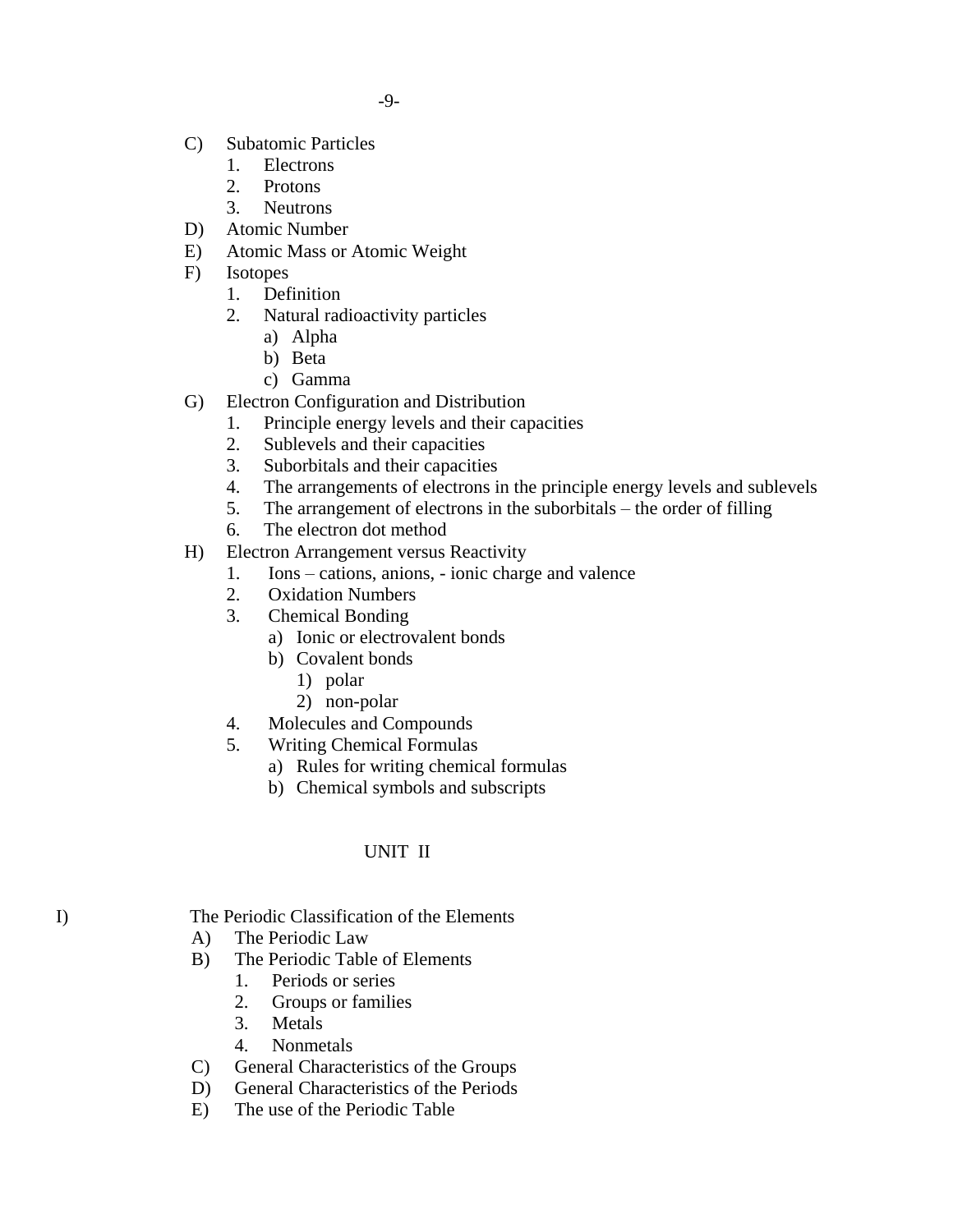- C) Subatomic Particles
  1. Electrons
  2. Protons
  3. Neutrons
- D) Atomic Number
- E) Atomic Mass or Atomic Weight
- F) Isotopes
  1. Definition
  2. Natural radioactivity particles
     - a) Alpha
     - b) Beta
     - c) Gamma
- G) Electron Configuration and Distribution
  1. Principle energy levels and their capacities
  2. Sublevels and their capacities
  3. Suborbitals and their capacities
  4. The arrangements of electrons in the principle energy levels and sublevels
  5. The arrangement of electrons in the suborbitals – the order of filling
  6. The electron dot method
- H) Electron Arrangement versus Reactivity
  1. Ions – cations, anions, - ionic charge and valence
  2. Oxidation Numbers
  3. Chemical Bonding
     - a) Ionic or electrovalent bonds
     - b) Covalent bonds
       - 1) polar
       - 2) non-polar
  4. Molecules and Compounds
  5. Writing Chemical Formulas
     - a) Rules for writing chemical formulas
     - b) Chemical symbols and subscripts

## UNIT II

I) The Periodic Classification of the Elements

- A) The Periodic Law
- B) The Periodic Table of Elements
  1. Periods or series
  2. Groups or families
  3. Metals
  4. Nonmetals
- C) General Characteristics of the Groups
- D) General Characteristics of the Periods
- E) The use of the Periodic Table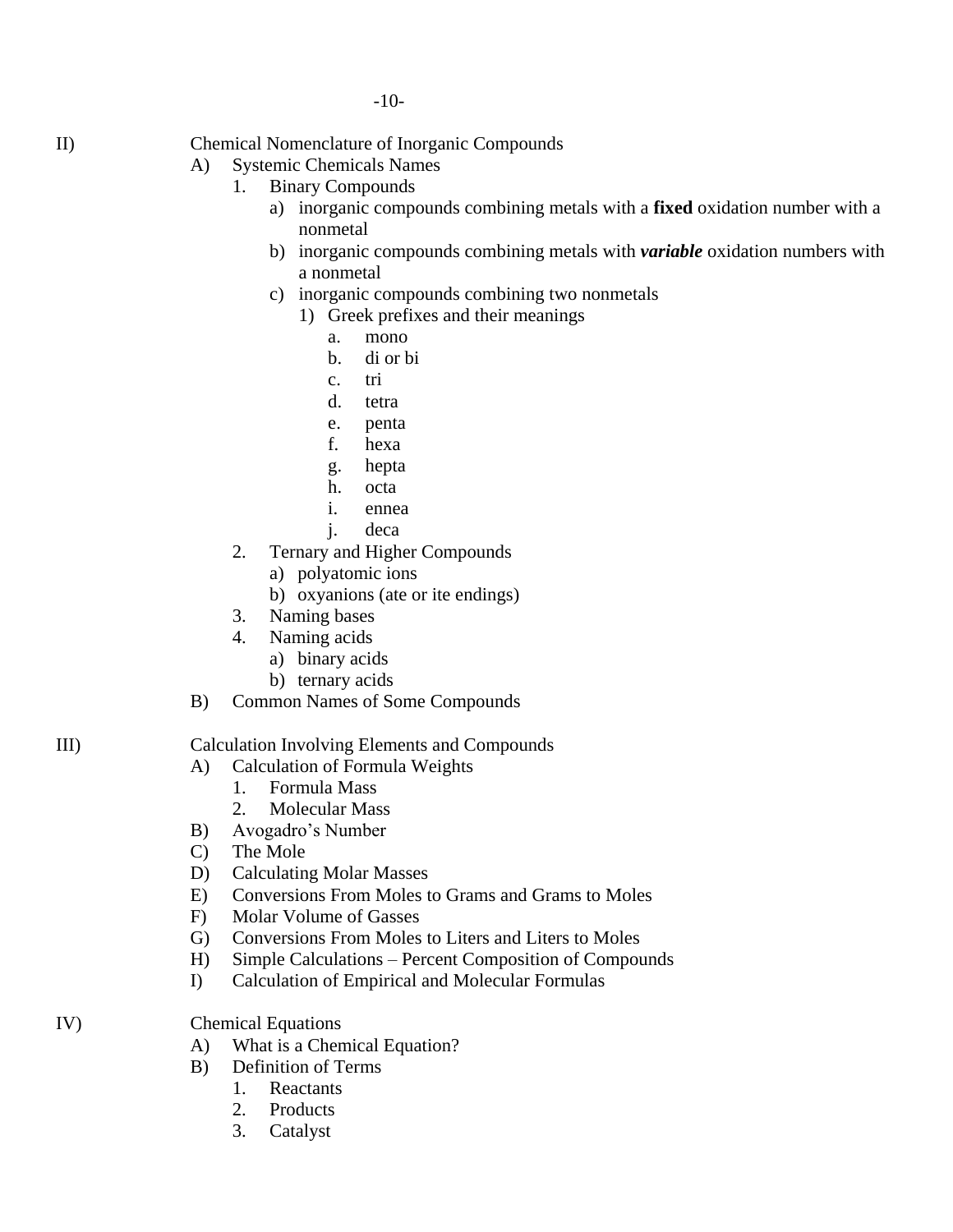II) Chemical Nomenclature of Inorganic Compounds

- A) Systemic Chemicals Names
  - 1. Binary Compounds
    - a) inorganic compounds combining metals with a **fixed** oxidation number with a nonmetal
    - b) inorganic compounds combining metals with ***variable*** oxidation numbers with a nonmetal
    - c) inorganic compounds combining two nonmetals
      - 1) Greek prefixes and their meanings
        - a. mono
        - b. di or bi
        - c. tri
        - d. tetra
        - e. penta
        - f. hexa
        - g. hepta
        - h. octa
        - i. ennea
        - j. deca
  - 2. Ternary and Higher Compounds
    - a) polyatomic ions
    - b) oxyanions (ate or ite endings)
  - 3. Naming bases
  - 4. Naming acids
    - a) binary acids
    - b) ternary acids
- B) Common Names of Some Compounds

III) Calculation Involving Elements and Compounds

- A) Calculation of Formula Weights
  - 1. Formula Mass
  - 2. Molecular Mass
- B) Avogadro's Number
- C) The Mole
- D) Calculating Molar Masses
- E) Conversions From Moles to Grams and Grams to Moles
- F) Molar Volume of Gasses
- G) Conversions From Moles to Liters and Liters to Moles
- H) Simple Calculations – Percent Composition of Compounds
- I) Calculation of Empirical and Molecular Formulas

IV) Chemical Equations

- A) What is a Chemical Equation?
- B) Definition of Terms
  - 1. Reactants
  - 2. Products
  - 3. Catalyst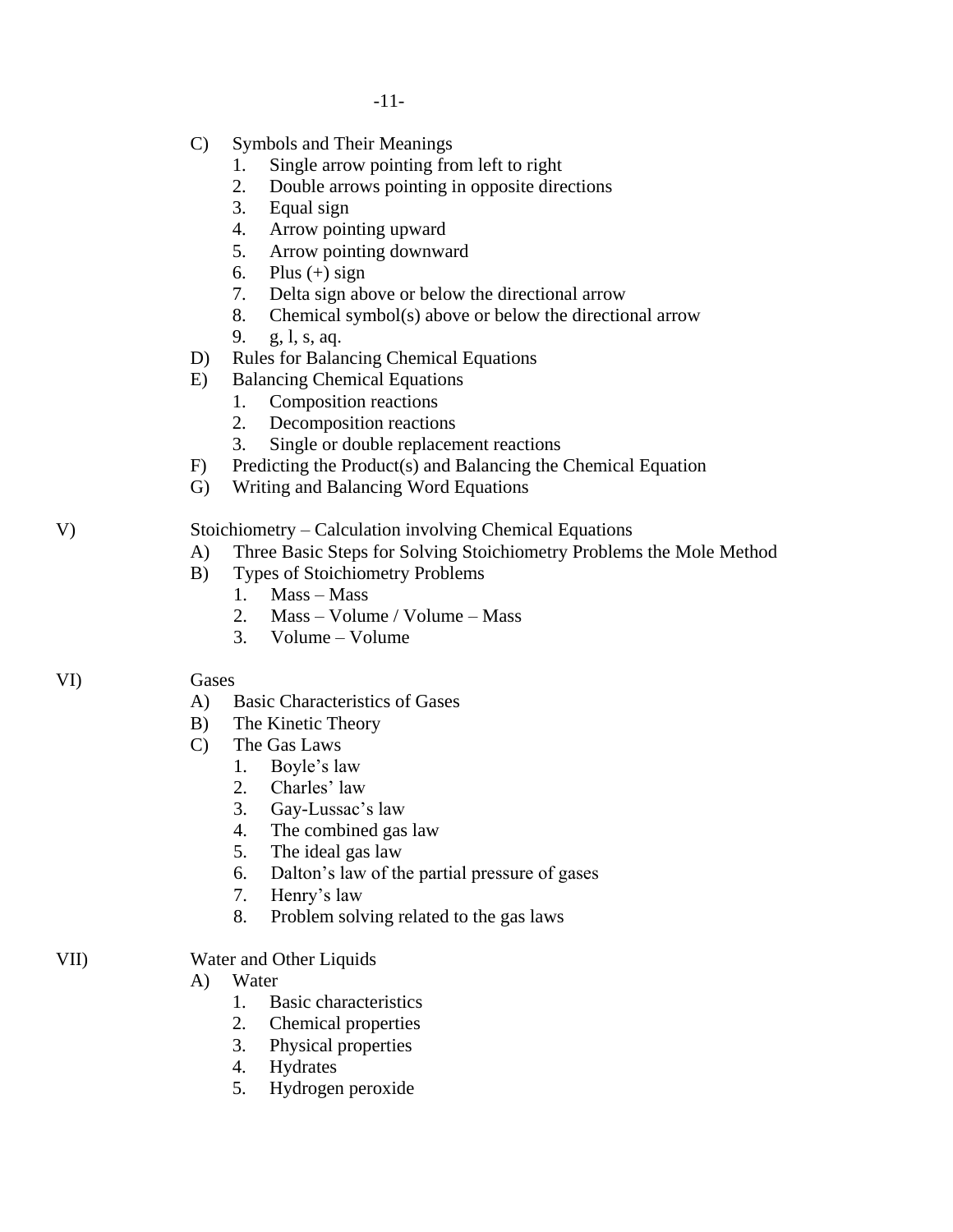C) Symbols and Their Meanings
   1. Single arrow pointing from left to right
   2. Double arrows pointing in opposite directions
   3. Equal sign
   4. Arrow pointing upward
   5. Arrow pointing downward
   6. Plus (+) sign
   7. Delta sign above or below the directional arrow
   8. Chemical symbol(s) above or below the directional arrow
   9. g, l, s, aq.

D) Rules for Balancing Chemical Equations

E) Balancing Chemical Equations
   1. Composition reactions
   2. Decomposition reactions
   3. Single or double replacement reactions

F) Predicting the Product(s) and Balancing the Chemical Equation

G) Writing and Balancing Word Equations

V) Stoichiometry – Calculation involving Chemical Equations

A) Three Basic Steps for Solving Stoichiometry Problems the Mole Method

B) Types of Stoichiometry Problems
   1. Mass – Mass
   2. Mass – Volume / Volume – Mass
   3. Volume – Volume

VI) Gases

A) Basic Characteristics of Gases

B) The Kinetic Theory

C) The Gas Laws
   1. Boyle's law
   2. Charles' law
   3. Gay-Lussac's law
   4. The combined gas law
   5. The ideal gas law
   6. Dalton's law of the partial pressure of gases
   7. Henry's law
   8. Problem solving related to the gas laws

VII) Water and Other Liquids

A) Water
   1. Basic characteristics
   2. Chemical properties
   3. Physical properties
   4. Hydrates
   5. Hydrogen peroxide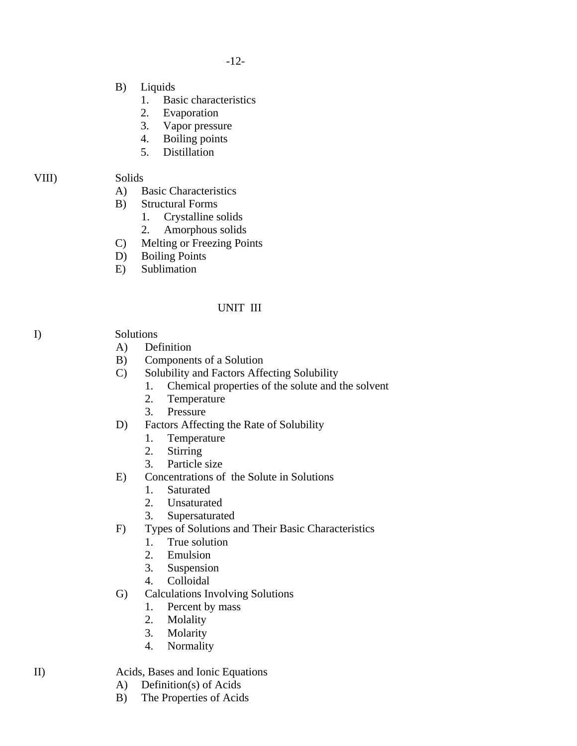B) Liquids
   1. Basic characteristics
   2. Evaporation
   3. Vapor pressure
   4. Boiling points
   5. Distillation

VIII) Solids
   A) Basic Characteristics
   B) Structural Forms
      1. Crystalline solids
      2. Amorphous solids
   C) Melting or Freezing Points
   D) Boiling Points
   E) Sublimation

## UNIT III

I) Solutions
   A) Definition
   B) Components of a Solution
   C) Solubility and Factors Affecting Solubility
      1. Chemical properties of the solute and the solvent
      2. Temperature
      3. Pressure
   D) Factors Affecting the Rate of Solubility
      1. Temperature
      2. Stirring
      3. Particle size
   E) Concentrations of the Solute in Solutions
      1. Saturated
      2. Unsaturated
      3. Supersaturated
   F) Types of Solutions and Their Basic Characteristics
      1. True solution
      2. Emulsion
      3. Suspension
      4. Colloidal
   G) Calculations Involving Solutions
      1. Percent by mass
      2. Molality
      3. Molarity
      4. Normality

II) Acids, Bases and Ionic Equations
   A) Definition(s) of Acids
   B) The Properties of Acids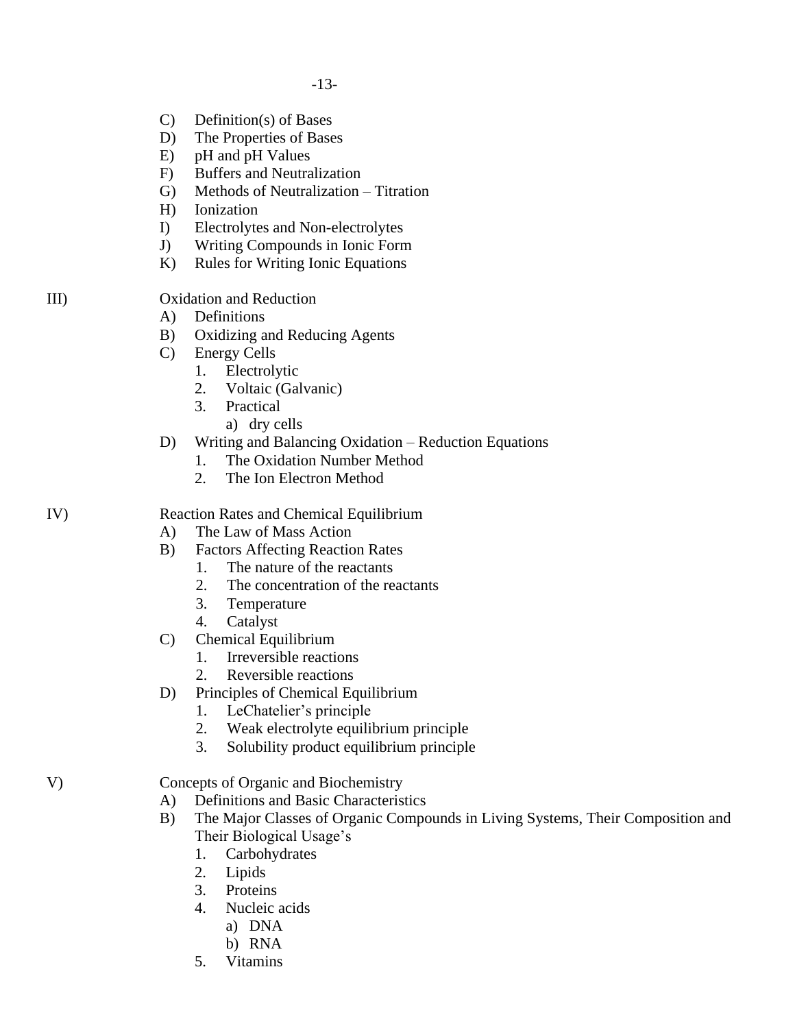C) Definition(s) of Bases
D) The Properties of Bases
E) pH and pH Values
F) Buffers and Neutralization
G) Methods of Neutralization – Titration
H) Ionization
I) Electrolytes and Non-electrolytes
J) Writing Compounds in Ionic Form
K) Rules for Writing Ionic Equations

III) Oxidation and Reduction
- A) Definitions
- B) Oxidizing and Reducing Agents
- C) Energy Cells
  1. Electrolytic
  2. Voltaic (Galvanic)
  3. Practical
     a) dry cells
- D) Writing and Balancing Oxidation – Reduction Equations
  1. The Oxidation Number Method
  2. The Ion Electron Method

IV) Reaction Rates and Chemical Equilibrium
- A) The Law of Mass Action
- B) Factors Affecting Reaction Rates
  1. The nature of the reactants
  2. The concentration of the reactants
  3. Temperature
  4. Catalyst
- C) Chemical Equilibrium
  1. Irreversible reactions
  2. Reversible reactions
- D) Principles of Chemical Equilibrium
  1. LeChatelier's principle
  2. Weak electrolyte equilibrium principle
  3. Solubility product equilibrium principle

V) Concepts of Organic and Biochemistry
- A) Definitions and Basic Characteristics
- B) The Major Classes of Organic Compounds in Living Systems, Their Composition and Their Biological Usage's
  1. Carbohydrates
  2. Lipids
  3. Proteins
  4. Nucleic acids
     a) DNA
     b) RNA
  5. Vitamins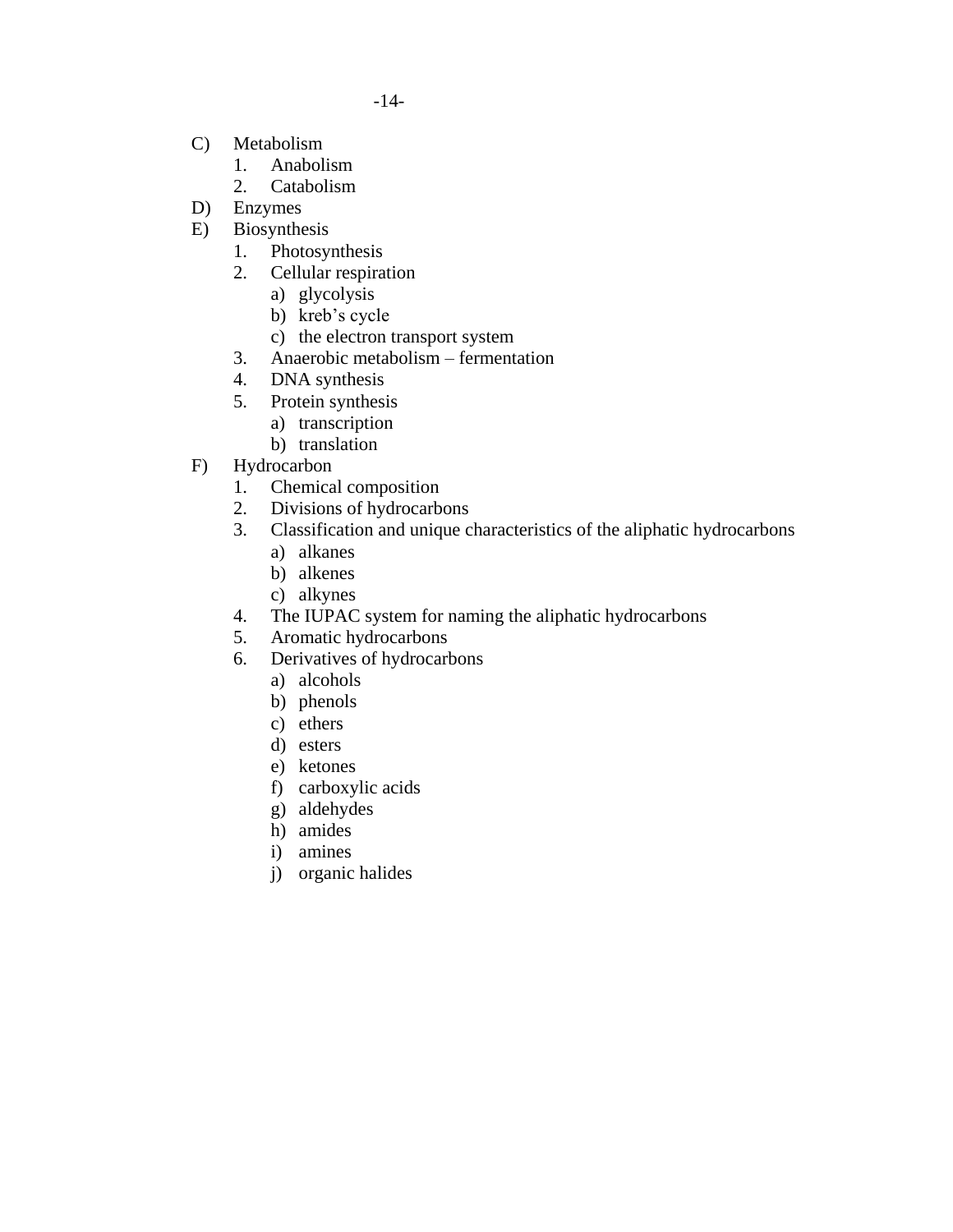C) Metabolism
   1. Anabolism
   2. Catabolism

D) Enzymes

E) Biosynthesis
   1. Photosynthesis
   2. Cellular respiration
      a) glycolysis
      b) kreb's cycle
      c) the electron transport system
   3. Anaerobic metabolism – fermentation
   4. DNA synthesis
   5. Protein synthesis
      a) transcription
      b) translation

F) Hydrocarbon
   1. Chemical composition
   2. Divisions of hydrocarbons
   3. Classification and unique characteristics of the aliphatic hydrocarbons
      a) alkanes
      b) alkenes
      c) alkynes
   4. The IUPAC system for naming the aliphatic hydrocarbons
   5. Aromatic hydrocarbons
   6. Derivatives of hydrocarbons
      a) alcohols
      b) phenols
      c) ethers
      d) esters
      e) ketones
      f) carboxylic acids
      g) aldehydes
      h) amides
      i) amines
      j) organic halides